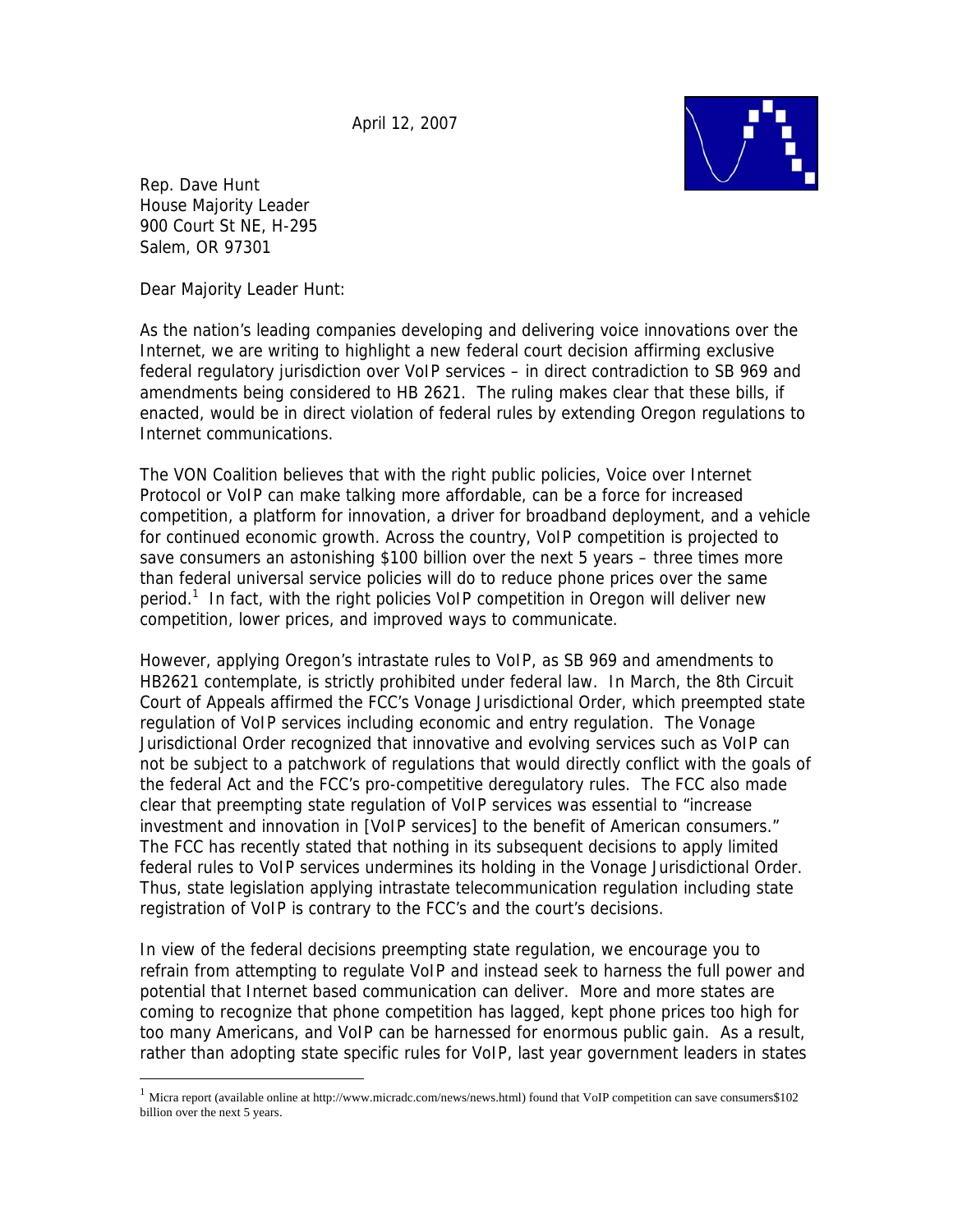April 12, 2007

Rep. Dave Hunt
House Majority Leader
900 Court St NE, H-295
Salem, OR 97301

Dear Majority Leader Hunt:

As the nation's leading companies developing and delivering voice innovations over the Internet, we are writing to highlight a new federal court decision affirming exclusive federal regulatory jurisdiction over VoIP services – in direct contradiction to SB 969 and amendments being considered to HB 2621. The ruling makes clear that these bills, if enacted, would be in direct violation of federal rules by extending Oregon regulations to Internet communications.

The VON Coalition believes that with the right public policies, Voice over Internet Protocol or VoIP can make talking more affordable, can be a force for increased competition, a platform for innovation, a driver for broadband deployment, and a vehicle for continued economic growth. Across the country, VoIP competition is projected to save consumers an astonishing $100 billion over the next 5 years – three times more than federal universal service policies will do to reduce phone prices over the same period.[1] In fact, with the right policies VoIP competition in Oregon will deliver new competition, lower prices, and improved ways to communicate.

However, applying Oregon's intrastate rules to VoIP, as SB 969 and amendments to HB2621 contemplate, is strictly prohibited under federal law. In March, the 8th Circuit Court of Appeals affirmed the FCC's Vonage Jurisdictional Order, which preempted state regulation of VoIP services including economic and entry regulation. The Vonage Jurisdictional Order recognized that innovative and evolving services such as VoIP can not be subject to a patchwork of regulations that would directly conflict with the goals of the federal Act and the FCC's pro-competitive deregulatory rules. The FCC also made clear that preempting state regulation of VoIP services was essential to "increase investment and innovation in [VoIP services] to the benefit of American consumers." The FCC has recently stated that nothing in its subsequent decisions to apply limited federal rules to VoIP services undermines its holding in the Vonage Jurisdictional Order. Thus, state legislation applying intrastate telecommunication regulation including state registration of VoIP is contrary to the FCC's and the court's decisions.

In view of the federal decisions preempting state regulation, we encourage you to refrain from attempting to regulate VoIP and instead seek to harness the full power and potential that Internet based communication can deliver. More and more states are coming to recognize that phone competition has lagged, kept phone prices too high for too many Americans, and VoIP can be harnessed for enormous public gain. As a result, rather than adopting state specific rules for VoIP, last year government leaders in states

[1] Micra report (available online at http://www.micradc.com/news/news.html) found that VoIP competition can save consumers$102 billion over the next 5 years.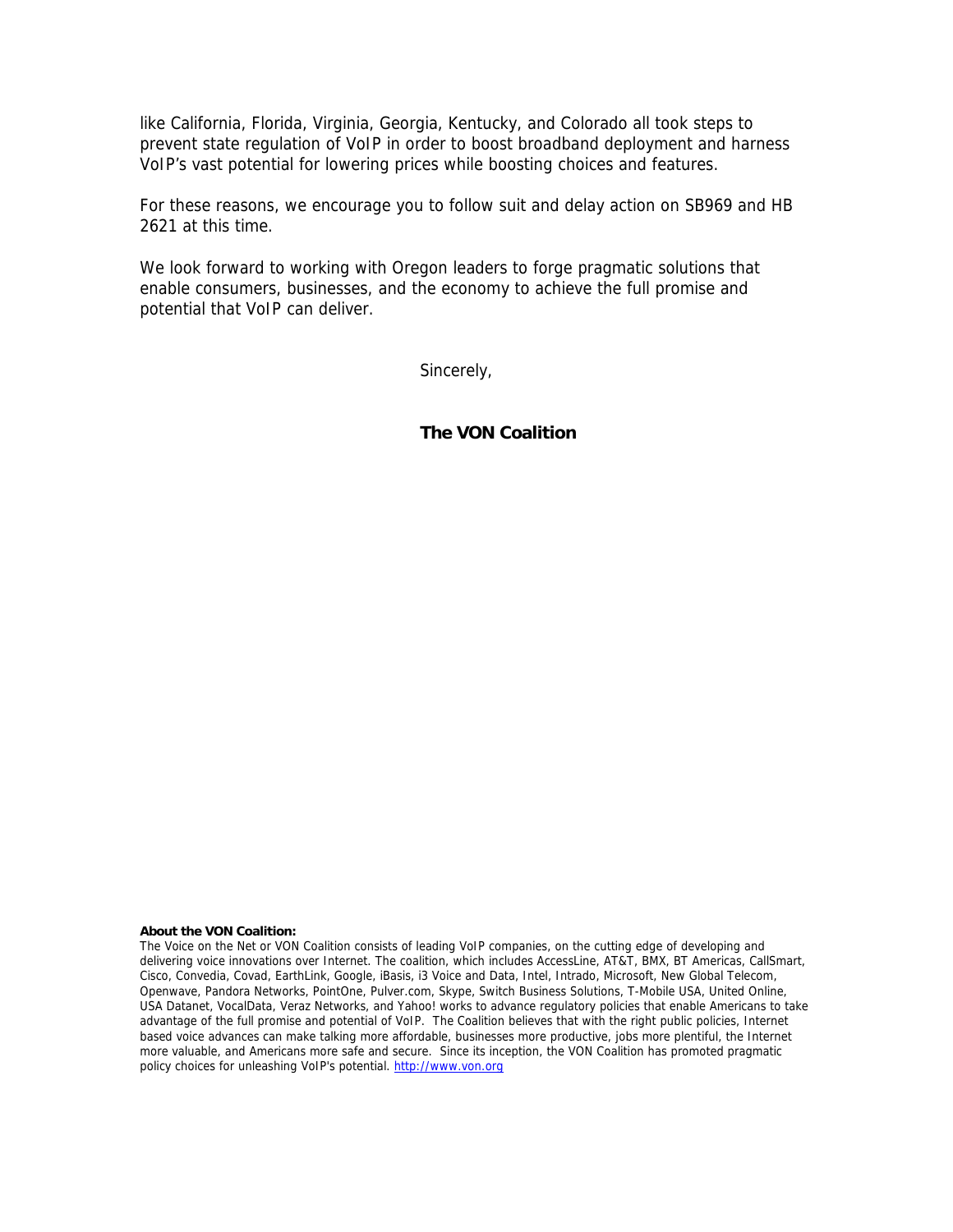like California, Florida, Virginia, Georgia, Kentucky, and Colorado all took steps to prevent state regulation of VoIP in order to boost broadband deployment and harness VoIP's vast potential for lowering prices while boosting choices and features.

For these reasons, we encourage you to follow suit and delay action on SB969 and HB 2621 at this time.

We look forward to working with Oregon leaders to forge pragmatic solutions that enable consumers, businesses, and the economy to achieve the full promise and potential that VoIP can deliver.

Sincerely,

**The VON Coalition**

**About the VON Coalition:**
The Voice on the Net or VON Coalition consists of leading VoIP companies, on the cutting edge of developing and delivering voice innovations over Internet. The coalition, which includes AccessLine, AT&T, BMX, BT Americas, CallSmart, Cisco, Convedia, Covad, EarthLink, Google, iBasis, i3 Voice and Data, Intel, Intrado, Microsoft, New Global Telecom, Openwave, Pandora Networks, PointOne, Pulver.com, Skype, Switch Business Solutions, T-Mobile USA, United Online, USA Datanet, VocalData, Veraz Networks, and Yahoo! works to advance regulatory policies that enable Americans to take advantage of the full promise and potential of VoIP. The Coalition believes that with the right public policies, Internet based voice advances can make talking more affordable, businesses more productive, jobs more plentiful, the Internet more valuable, and Americans more safe and secure. Since its inception, the VON Coalition has promoted pragmatic policy choices for unleashing VoIP's potential. http://www.von.org